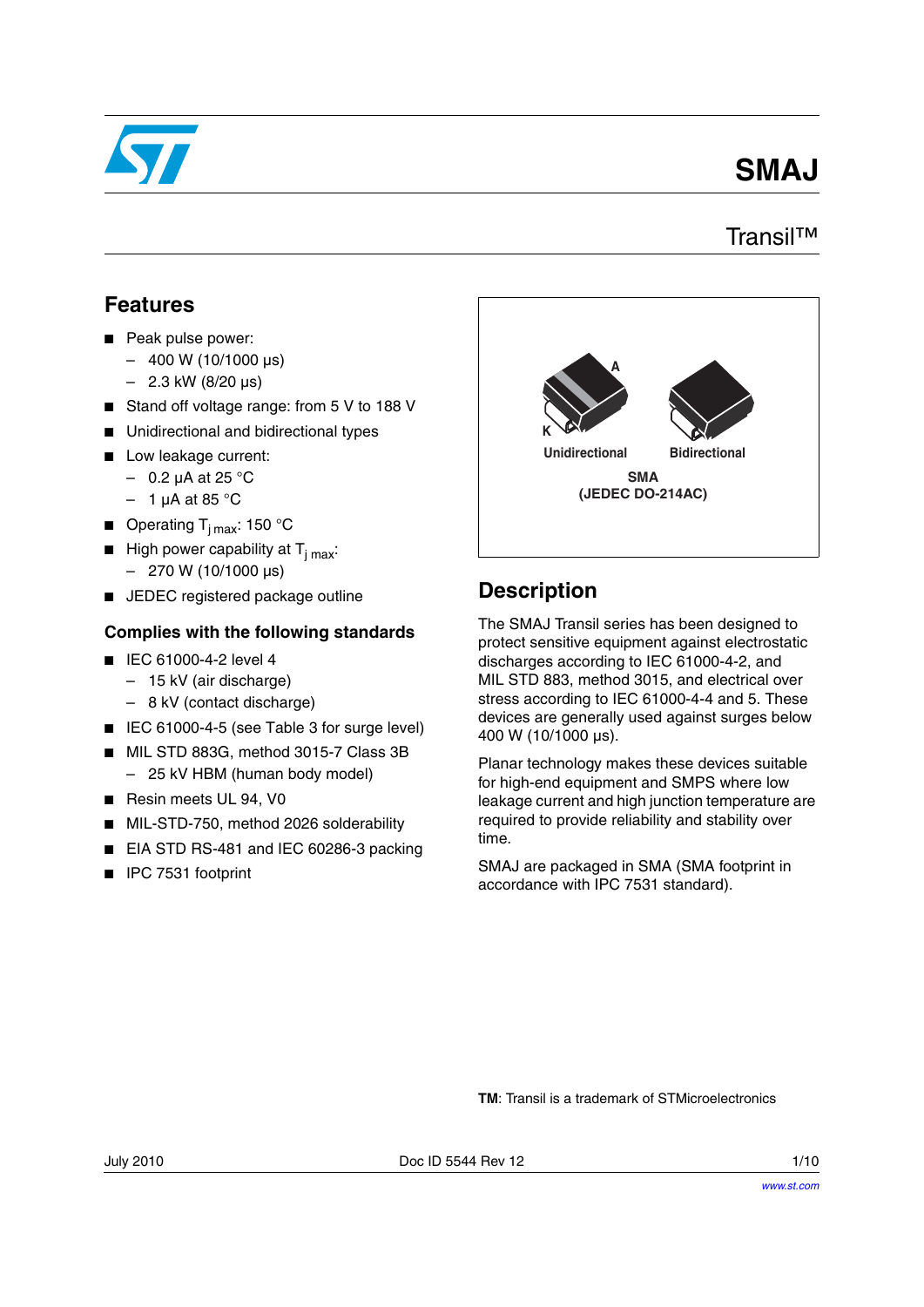# SMAJ

## Transil™

## Features

- Peak pulse power:
  - 400 W (10/1000 µs)
  - 2.3 kW (8/20 µs)
- Stand off voltage range: from 5 V to 188 V
- Unidirectional and bidirectional types
- Low leakage current:
  - 0.2 µA at 25 °C
  - 1 µA at 85 °C
- Operating $T_{j\ max}$: 150 °C
- High power capability at $T_{j\ max}$:
  - 270 W (10/1000 µs)
- JEDEC registered package outline

### Complies with the following standards

- IEC 61000-4-2 level 4
  - 15 kV (air discharge)
  - 8 kV (contact discharge)
- IEC 61000-4-5 (see Table 3 for surge level)
- MIL STD 883G, method 3015-7 Class 3B
  - 25 kV HBM (human body model)
- Resin meets UL 94, V0
- MIL-STD-750, method 2026 solderability
- EIA STD RS-481 and IEC 60286-3 packing
- IPC 7531 footprint

A

K

Unidirectional

Bidirectional

**SMA**
**(JEDEC DO-214AC)**

## Description

The SMAJ Transil series has been designed to protect sensitive equipment against electrostatic discharges according to IEC 61000-4-2, and MIL STD 883, method 3015, and electrical over stress according to IEC 61000-4-4 and 5. These devices are generally used against surges below 400 W (10/1000 µs).

Planar technology makes these devices suitable for high-end equipment and SMPS where low leakage current and high junction temperature are required to provide reliability and stability over time.

SMAJ are packaged in SMA (SMA footprint in accordance with IPC 7531 standard).

**TM**: Transil is a trademark of STMicroelectronics

July 2010 Doc ID 5544 Rev 12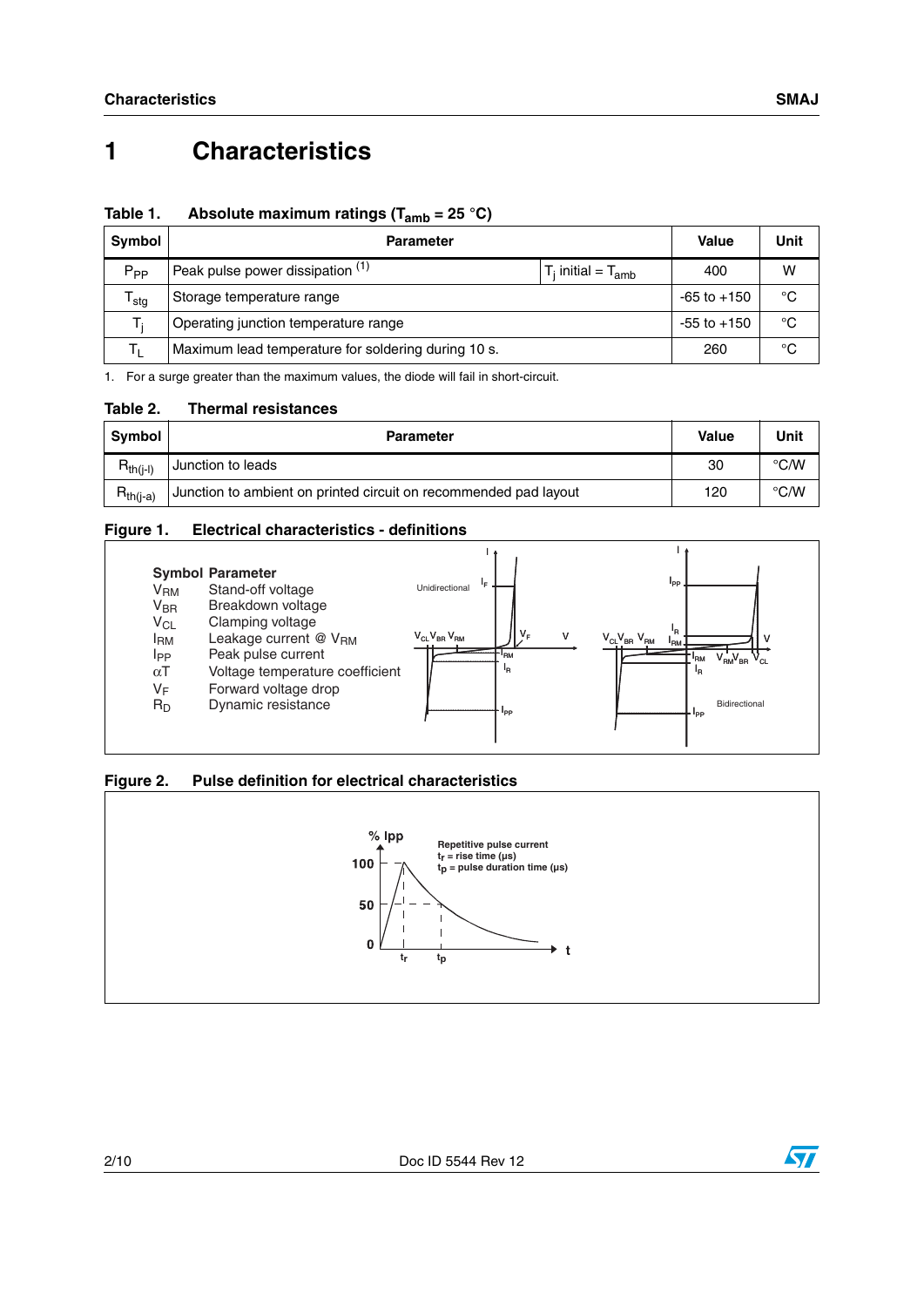# 1 Characteristics

**Table 1. Absolute maximum ratings ($T_{amb}$ = 25 °C)**

| Symbol | Parameter | | Value | Unit |
|---|---|---|---|---|
| $P_{PP}$ | Peak pulse power dissipation [(1)] | $T_j$ initial = $T_{amb}$ | 400 | W |
| $T_{stg}$ | Storage temperature range | | -65 to +150 | °C |
| $T_j$ | Operating junction temperature range | | -55 to +150 | °C |
| $T_L$ | Maximum lead temperature for soldering during 10 s. | | 260 | °C |

1. For a surge greater than the maximum values, the diode will fail in short-circuit.

**Table 2. Thermal resistances**

| Symbol | Parameter | Value | Unit |
|---|---|---|---|
| $R_{th(j-l)}$ | Junction to leads | 30 | °C/W |
| $R_{th(j-a)}$ | Junction to ambient on printed circuit on recommended pad layout | 120 | °C/W |

**Figure 1. Electrical characteristics - definitions**

| Symbol | Parameter |
|---|---|
| $V_{RM}$ | Stand-off voltage |
| $V_{BR}$ | Breakdown voltage |
| $V_{CL}$ | Clamping voltage |
| $I_{RM}$ | Leakage current @ $V_{RM}$ |
| $I_{PP}$ | Peak pulse current |
| $\alpha T$ | Voltage temperature coefficient |
| $V_F$ | Forward voltage drop |
| $R_D$ | Dynamic resistance |

**Figure 2. Pulse definition for electrical characteristics**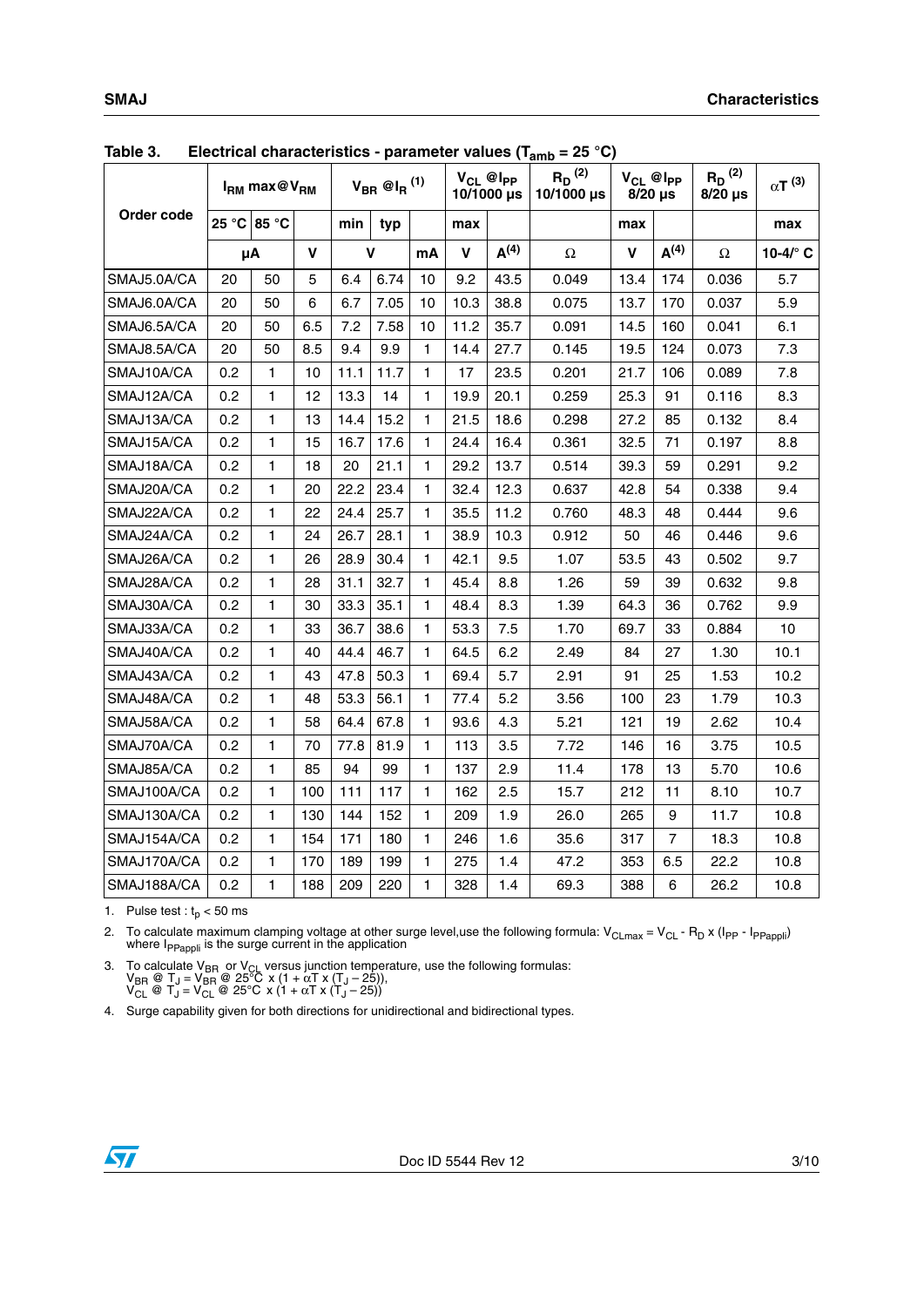**Table 3. Electrical characteristics - parameter values ($T_{amb}$ = 25 °C)**

| Order code | $I_{RM}$ max@$V_{RM}$ | | | $V_{BR}$ @$I_R$ (1) | | | $V_{CL}$ @$I_{PP}$ 10/1000 µs | | $R_D$ (2) 10/1000 µs | $V_{CL}$ @$I_{PP}$ 8/20 µs | | $R_D$ (2) 8/20 µs | αT (3) |
|---|---|---|---|---|---|---|---|---|---|---|---|---|---|
| | 25 °C | 85 °C | | min | typ | | max | | | max | | | max |
| | µA | | V | V | | mA | V | A(4) | Ω | V | A(4) | Ω | 10-4/° C |
| SMAJ5.0A/CA | 20 | 50 | 5 | 6.4 | 6.74 | 10 | 9.2 | 43.5 | 0.049 | 13.4 | 174 | 0.036 | 5.7 |
| SMAJ6.0A/CA | 20 | 50 | 6 | 6.7 | 7.05 | 10 | 10.3 | 38.8 | 0.075 | 13.7 | 170 | 0.037 | 5.9 |
| SMAJ6.5A/CA | 20 | 50 | 6.5 | 7.2 | 7.58 | 10 | 11.2 | 35.7 | 0.091 | 14.5 | 160 | 0.041 | 6.1 |
| SMAJ8.5A/CA | 20 | 50 | 8.5 | 9.4 | 9.9 | 1 | 14.4 | 27.7 | 0.145 | 19.5 | 124 | 0.073 | 7.3 |
| SMAJ10A/CA | 0.2 | 1 | 10 | 11.1 | 11.7 | 1 | 17 | 23.5 | 0.201 | 21.7 | 106 | 0.089 | 7.8 |
| SMAJ12A/CA | 0.2 | 1 | 12 | 13.3 | 14 | 1 | 19.9 | 20.1 | 0.259 | 25.3 | 91 | 0.116 | 8.3 |
| SMAJ13A/CA | 0.2 | 1 | 13 | 14.4 | 15.2 | 1 | 21.5 | 18.6 | 0.298 | 27.2 | 85 | 0.132 | 8.4 |
| SMAJ15A/CA | 0.2 | 1 | 15 | 16.7 | 17.6 | 1 | 24.4 | 16.4 | 0.361 | 32.5 | 71 | 0.197 | 8.8 |
| SMAJ18A/CA | 0.2 | 1 | 18 | 20 | 21.1 | 1 | 29.2 | 13.7 | 0.514 | 39.3 | 59 | 0.291 | 9.2 |
| SMAJ20A/CA | 0.2 | 1 | 20 | 22.2 | 23.4 | 1 | 32.4 | 12.3 | 0.637 | 42.8 | 54 | 0.338 | 9.4 |
| SMAJ22A/CA | 0.2 | 1 | 22 | 24.4 | 25.7 | 1 | 35.5 | 11.2 | 0.760 | 48.3 | 48 | 0.444 | 9.6 |
| SMAJ24A/CA | 0.2 | 1 | 24 | 26.7 | 28.1 | 1 | 38.9 | 10.3 | 0.912 | 50 | 46 | 0.446 | 9.6 |
| SMAJ26A/CA | 0.2 | 1 | 26 | 28.9 | 30.4 | 1 | 42.1 | 9.5 | 1.07 | 53.5 | 43 | 0.502 | 9.7 |
| SMAJ28A/CA | 0.2 | 1 | 28 | 31.1 | 32.7 | 1 | 45.4 | 8.8 | 1.26 | 59 | 39 | 0.632 | 9.8 |
| SMAJ30A/CA | 0.2 | 1 | 30 | 33.3 | 35.1 | 1 | 48.4 | 8.3 | 1.39 | 64.3 | 36 | 0.762 | 9.9 |
| SMAJ33A/CA | 0.2 | 1 | 33 | 36.7 | 38.6 | 1 | 53.3 | 7.5 | 1.70 | 69.7 | 33 | 0.884 | 10 |
| SMAJ40A/CA | 0.2 | 1 | 40 | 44.4 | 46.7 | 1 | 64.5 | 6.2 | 2.49 | 84 | 27 | 1.30 | 10.1 |
| SMAJ43A/CA | 0.2 | 1 | 43 | 47.8 | 50.3 | 1 | 69.4 | 5.7 | 2.91 | 91 | 25 | 1.53 | 10.2 |
| SMAJ48A/CA | 0.2 | 1 | 48 | 53.3 | 56.1 | 1 | 77.4 | 5.2 | 3.56 | 100 | 23 | 1.79 | 10.3 |
| SMAJ58A/CA | 0.2 | 1 | 58 | 64.4 | 67.8 | 1 | 93.6 | 4.3 | 5.21 | 121 | 19 | 2.62 | 10.4 |
| SMAJ70A/CA | 0.2 | 1 | 70 | 77.8 | 81.9 | 1 | 113 | 3.5 | 7.72 | 146 | 16 | 3.75 | 10.5 |
| SMAJ85A/CA | 0.2 | 1 | 85 | 94 | 99 | 1 | 137 | 2.9 | 11.4 | 178 | 13 | 5.70 | 10.6 |
| SMAJ100A/CA | 0.2 | 1 | 100 | 111 | 117 | 1 | 162 | 2.5 | 15.7 | 212 | 11 | 8.10 | 10.7 |
| SMAJ130A/CA | 0.2 | 1 | 130 | 144 | 152 | 1 | 209 | 1.9 | 26.0 | 265 | 9 | 11.7 | 10.8 |
| SMAJ154A/CA | 0.2 | 1 | 154 | 171 | 180 | 1 | 246 | 1.6 | 35.6 | 317 | 7 | 18.3 | 10.8 |
| SMAJ170A/CA | 0.2 | 1 | 170 | 189 | 199 | 1 | 275 | 1.4 | 47.2 | 353 | 6.5 | 22.2 | 10.8 |
| SMAJ188A/CA | 0.2 | 1 | 188 | 209 | 220 | 1 | 328 | 1.4 | 69.3 | 388 | 6 | 26.2 | 10.8 |

1. Pulse test : $t_p$ < 50 ms
2. To calculate maximum clamping voltage at other surge level,use the following formula: $V_{CLmax} = V_{CL} - R_D \times (I_{PP} - I_{PPappli})$ where $I_{PPappli}$ is the surge current in the application
3. To calculate $V_{BR}$ or $V_{CL}$ versus junction temperature, use the following formulas:
   $V_{BR}$ @ $T_J$ = $V_{BR}$ @ 25°C x (1 + αT x ($T_J$ – 25)),
   $V_{CL}$ @ $T_J$ = $V_{CL}$ @ 25°C x (1 + αT x ($T_J$ – 25))
4. Surge capability given for both directions for unidirectional and bidirectional types.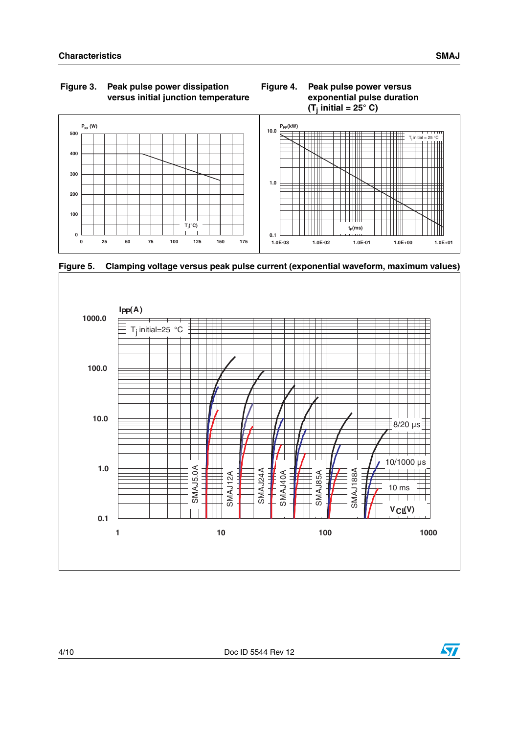**Figure 3. Peak pulse power dissipation versus initial junction temperature**

**Figure 4. Peak pulse power versus exponential pulse duration ($T_j$ initial = 25° C)**

**Figure 5. Clamping voltage versus peak pulse current (exponential waveform, maximum values)**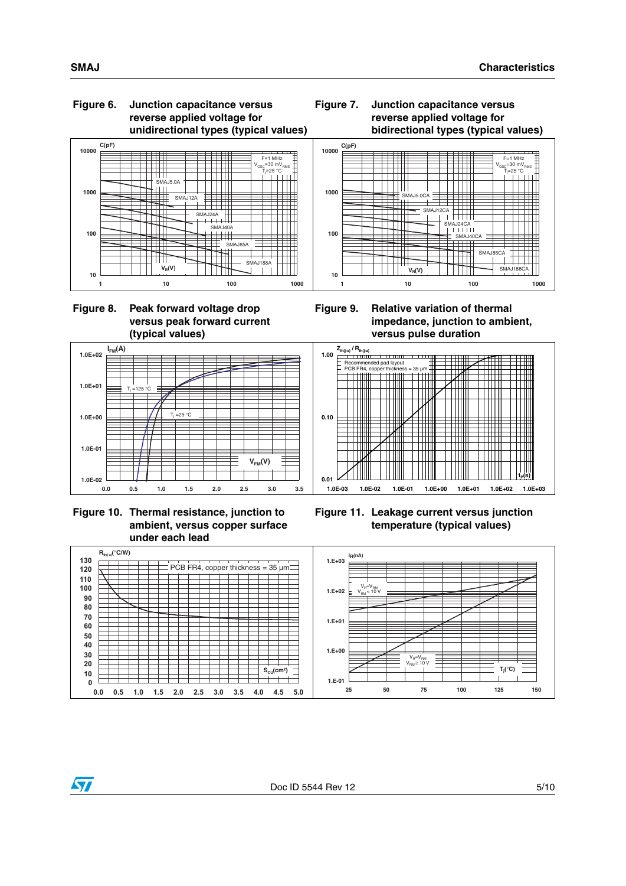**Figure 6. Junction capacitance versus reverse applied voltage for unidirectional types (typical values)**

**Figure 7. Junction capacitance versus reverse applied voltage for bidirectional types (typical values)**

**Figure 8. Peak forward voltage drop versus peak forward current (typical values)**

**Figure 9. Relative variation of thermal impedance, junction to ambient, versus pulse duration**

**Figure 10. Thermal resistance, junction to ambient, versus copper surface under each lead**

**Figure 11. Leakage current versus junction temperature (typical values)**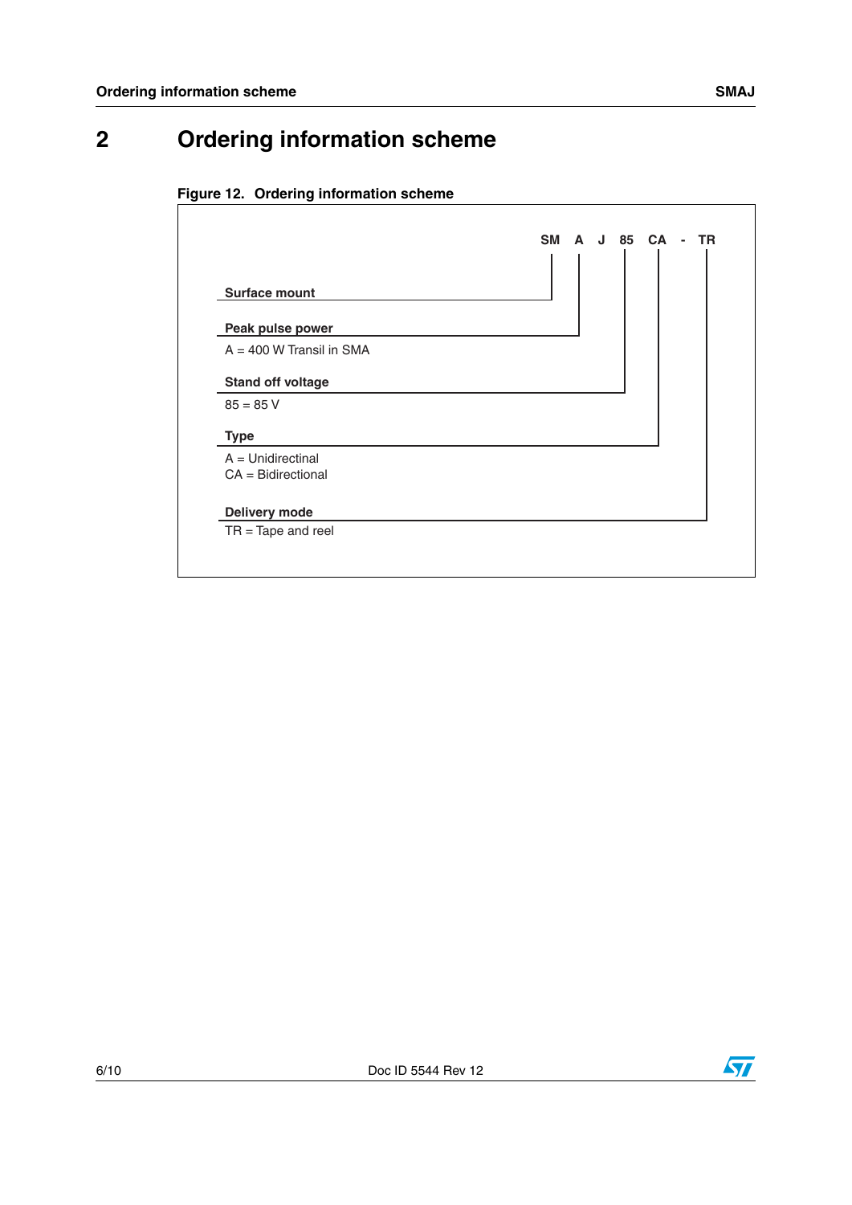# 2 Ordering information scheme

**Figure 12. Ordering information scheme**

**SM A J 85 CA - TR**

**Surface mount**

**Peak pulse power**

A = 400 W Transil in SMA

**Stand off voltage**

85 = 85 V

**Type**

A = Unidirectinal
CA = Bidirectional

**Delivery mode**

TR = Tape and reel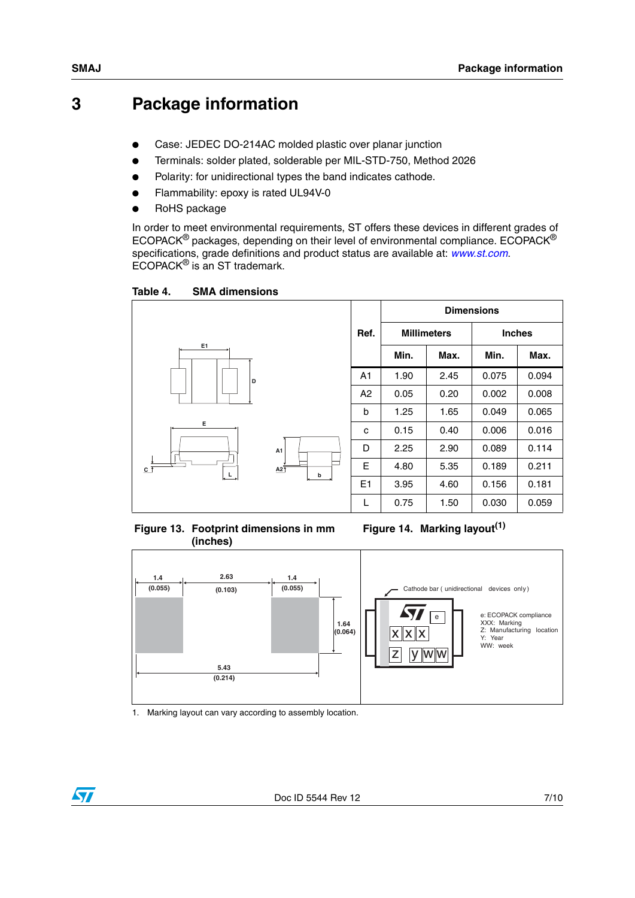# 3 Package information

- Case: JEDEC DO-214AC molded plastic over planar junction
- Terminals: solder plated, solderable per MIL-STD-750, Method 2026
- Polarity: for unidirectional types the band indicates cathode.
- Flammability: epoxy is rated UL94V-0
- RoHS package

In order to meet environmental requirements, ST offers these devices in different grades of ECOPACK® packages, depending on their level of environmental compliance. ECOPACK® specifications, grade definitions and product status are available at: *www.st.com*. ECOPACK® is an ST trademark.

**Table 4. SMA dimensions**

| Ref. | Dimensions | | | |
|---|---|---|---|---|
| | Millimeters | | Inches | |
| | Min. | Max. | Min. | Max. |
| A1 | 1.90 | 2.45 | 0.075 | 0.094 |
| A2 | 0.05 | 0.20 | 0.002 | 0.008 |
| b | 1.25 | 1.65 | 0.049 | 0.065 |
| c | 0.15 | 0.40 | 0.006 | 0.016 |
| D | 2.25 | 2.90 | 0.089 | 0.114 |
| E | 4.80 | 5.35 | 0.189 | 0.211 |
| E1 | 3.95 | 4.60 | 0.156 | 0.181 |
| L | 0.75 | 1.50 | 0.030 | 0.059 |

**Figure 13. Footprint dimensions in mm (inches)**

1.4 (0.055) | 2.63 (0.103) | 1.4 (0.055) | 1.64 (0.064) | 5.43 (0.214)

**Figure 14. Marking layout[(1)]**

Cathode bar (unidirectional devices only)

e: ECOPACK compliance
XXX: Marking
Z: Manufacturing location
Y: Year
WW: week

1. Marking layout can vary according to assembly location.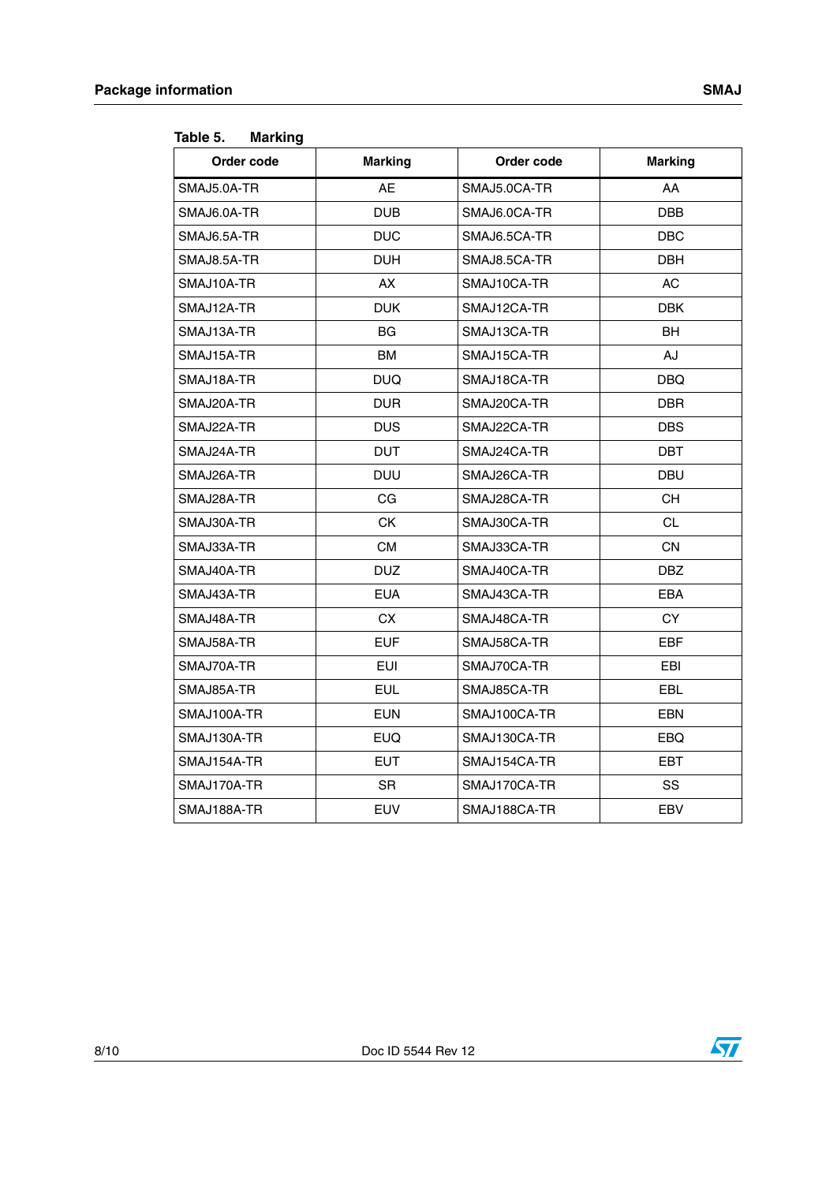Table 5. Marking

| Order code | Marking | Order code | Marking |
|---|---|---|---|
| SMAJ5.0A-TR | AE | SMAJ5.0CA-TR | AA |
| SMAJ6.0A-TR | DUB | SMAJ6.0CA-TR | DBB |
| SMAJ6.5A-TR | DUC | SMAJ6.5CA-TR | DBC |
| SMAJ8.5A-TR | DUH | SMAJ8.5CA-TR | DBH |
| SMAJ10A-TR | AX | SMAJ10CA-TR | AC |
| SMAJ12A-TR | DUK | SMAJ12CA-TR | DBK |
| SMAJ13A-TR | BG | SMAJ13CA-TR | BH |
| SMAJ15A-TR | BM | SMAJ15CA-TR | AJ |
| SMAJ18A-TR | DUQ | SMAJ18CA-TR | DBQ |
| SMAJ20A-TR | DUR | SMAJ20CA-TR | DBR |
| SMAJ22A-TR | DUS | SMAJ22CA-TR | DBS |
| SMAJ24A-TR | DUT | SMAJ24CA-TR | DBT |
| SMAJ26A-TR | DUU | SMAJ26CA-TR | DBU |
| SMAJ28A-TR | CG | SMAJ28CA-TR | CH |
| SMAJ30A-TR | CK | SMAJ30CA-TR | CL |
| SMAJ33A-TR | CM | SMAJ33CA-TR | CN |
| SMAJ40A-TR | DUZ | SMAJ40CA-TR | DBZ |
| SMAJ43A-TR | EUA | SMAJ43CA-TR | EBA |
| SMAJ48A-TR | CX | SMAJ48CA-TR | CY |
| SMAJ58A-TR | EUF | SMAJ58CA-TR | EBF |
| SMAJ70A-TR | EUI | SMAJ70CA-TR | EBI |
| SMAJ85A-TR | EUL | SMAJ85CA-TR | EBL |
| SMAJ100A-TR | EUN | SMAJ100CA-TR | EBN |
| SMAJ130A-TR | EUQ | SMAJ130CA-TR | EBQ |
| SMAJ154A-TR | EUT | SMAJ154CA-TR | EBT |
| SMAJ170A-TR | SR | SMAJ170CA-TR | SS |
| SMAJ188A-TR | EUV | SMAJ188CA-TR | EBV |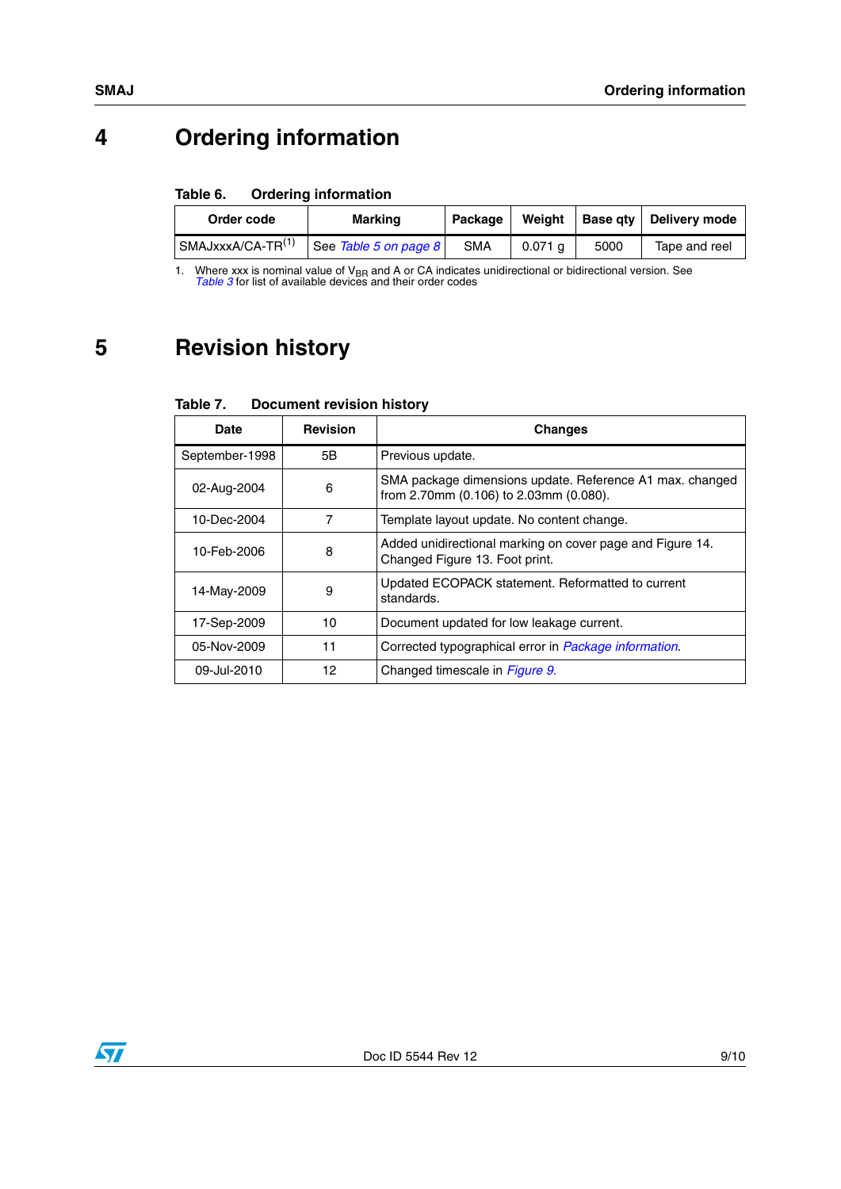# 4 Ordering information

**Table 6. Ordering information**

| Order code | Marking | Package | Weight | Base qty | Delivery mode |
|---|---|---|---|---|---|
| SMAJxxxA/CA-TR(1) | See Table 5 on page 8 | SMA | 0.071 g | 5000 | Tape and reel |

1. Where xxx is nominal value of $V_{BR}$ and A or CA indicates unidirectional or bidirectional version. See Table 3 for list of available devices and their order codes

# 5 Revision history

**Table 7. Document revision history**

| Date | Revision | Changes |
|---|---|---|
| September-1998 | 5B | Previous update. |
| 02-Aug-2004 | 6 | SMA package dimensions update. Reference A1 max. changed from 2.70mm (0.106) to 2.03mm (0.080). |
| 10-Dec-2004 | 7 | Template layout update. No content change. |
| 10-Feb-2006 | 8 | Added unidirectional marking on cover page and Figure 14. Changed Figure 13. Foot print. |
| 14-May-2009 | 9 | Updated ECOPACK statement. Reformatted to current standards. |
| 17-Sep-2009 | 10 | Document updated for low leakage current. |
| 05-Nov-2009 | 11 | Corrected typographical error in Package information. |
| 09-Jul-2010 | 12 | Changed timescale in Figure 9. |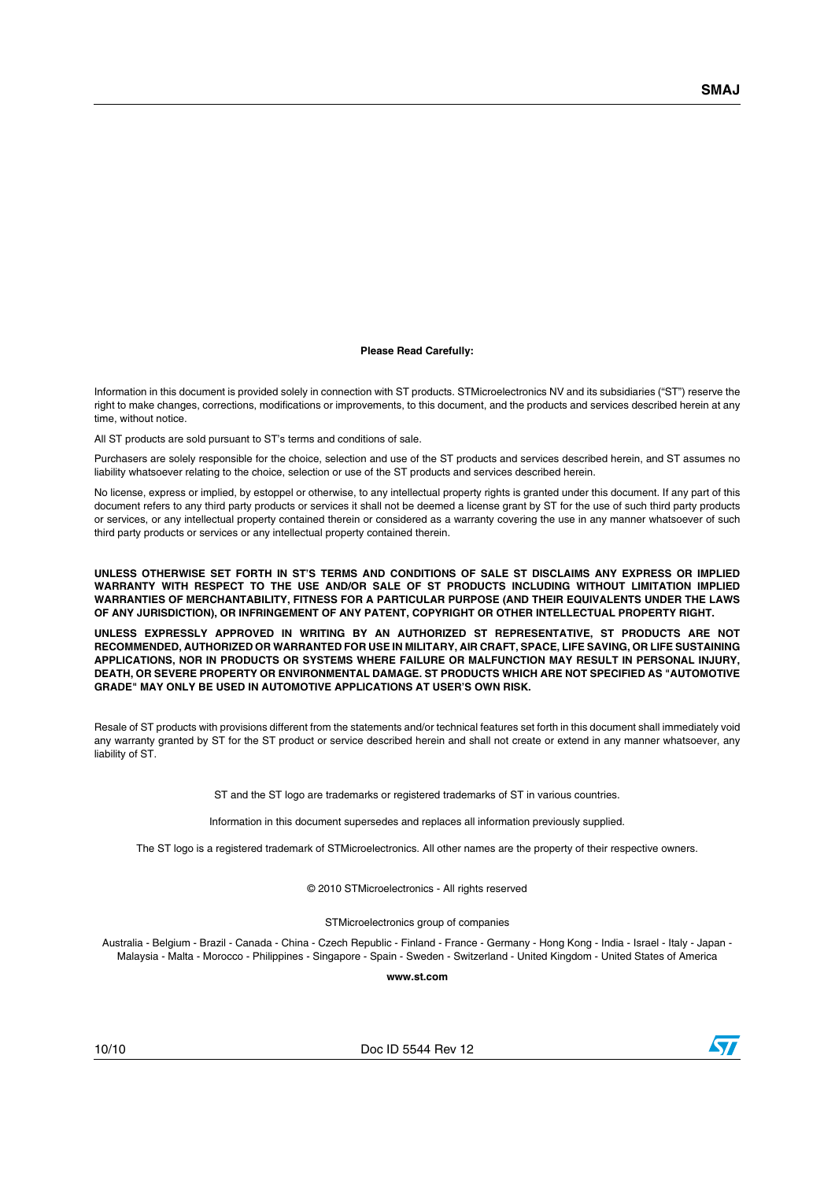**Please Read Carefully:**

Information in this document is provided solely in connection with ST products. STMicroelectronics NV and its subsidiaries ("ST") reserve the right to make changes, corrections, modifications or improvements, to this document, and the products and services described herein at any time, without notice.

All ST products are sold pursuant to ST's terms and conditions of sale.

Purchasers are solely responsible for the choice, selection and use of the ST products and services described herein, and ST assumes no liability whatsoever relating to the choice, selection or use of the ST products and services described herein.

No license, express or implied, by estoppel or otherwise, to any intellectual property rights is granted under this document. If any part of this document refers to any third party products or services it shall not be deemed a license grant by ST for the use of such third party products or services, or any intellectual property contained therein or considered as a warranty covering the use in any manner whatsoever of such third party products or services or any intellectual property contained therein.

**UNLESS OTHERWISE SET FORTH IN ST'S TERMS AND CONDITIONS OF SALE ST DISCLAIMS ANY EXPRESS OR IMPLIED WARRANTY WITH RESPECT TO THE USE AND/OR SALE OF ST PRODUCTS INCLUDING WITHOUT LIMITATION IMPLIED WARRANTIES OF MERCHANTABILITY, FITNESS FOR A PARTICULAR PURPOSE (AND THEIR EQUIVALENTS UNDER THE LAWS OF ANY JURISDICTION), OR INFRINGEMENT OF ANY PATENT, COPYRIGHT OR OTHER INTELLECTUAL PROPERTY RIGHT.**

**UNLESS EXPRESSLY APPROVED IN WRITING BY AN AUTHORIZED ST REPRESENTATIVE, ST PRODUCTS ARE NOT RECOMMENDED, AUTHORIZED OR WARRANTED FOR USE IN MILITARY, AIR CRAFT, SPACE, LIFE SAVING, OR LIFE SUSTAINING APPLICATIONS, NOR IN PRODUCTS OR SYSTEMS WHERE FAILURE OR MALFUNCTION MAY RESULT IN PERSONAL INJURY, DEATH, OR SEVERE PROPERTY OR ENVIRONMENTAL DAMAGE. ST PRODUCTS WHICH ARE NOT SPECIFIED AS "AUTOMOTIVE GRADE" MAY ONLY BE USED IN AUTOMOTIVE APPLICATIONS AT USER'S OWN RISK.**

Resale of ST products with provisions different from the statements and/or technical features set forth in this document shall immediately void any warranty granted by ST for the ST product or service described herein and shall not create or extend in any manner whatsoever, any liability of ST.

ST and the ST logo are trademarks or registered trademarks of ST in various countries.

Information in this document supersedes and replaces all information previously supplied.

The ST logo is a registered trademark of STMicroelectronics. All other names are the property of their respective owners.

© 2010 STMicroelectronics - All rights reserved

STMicroelectronics group of companies

Australia - Belgium - Brazil - Canada - China - Czech Republic - Finland - France - Germany - Hong Kong - India - Israel - Italy - Japan - Malaysia - Malta - Morocco - Philippines - Singapore - Spain - Sweden - Switzerland - United Kingdom - United States of America

**www.st.com**